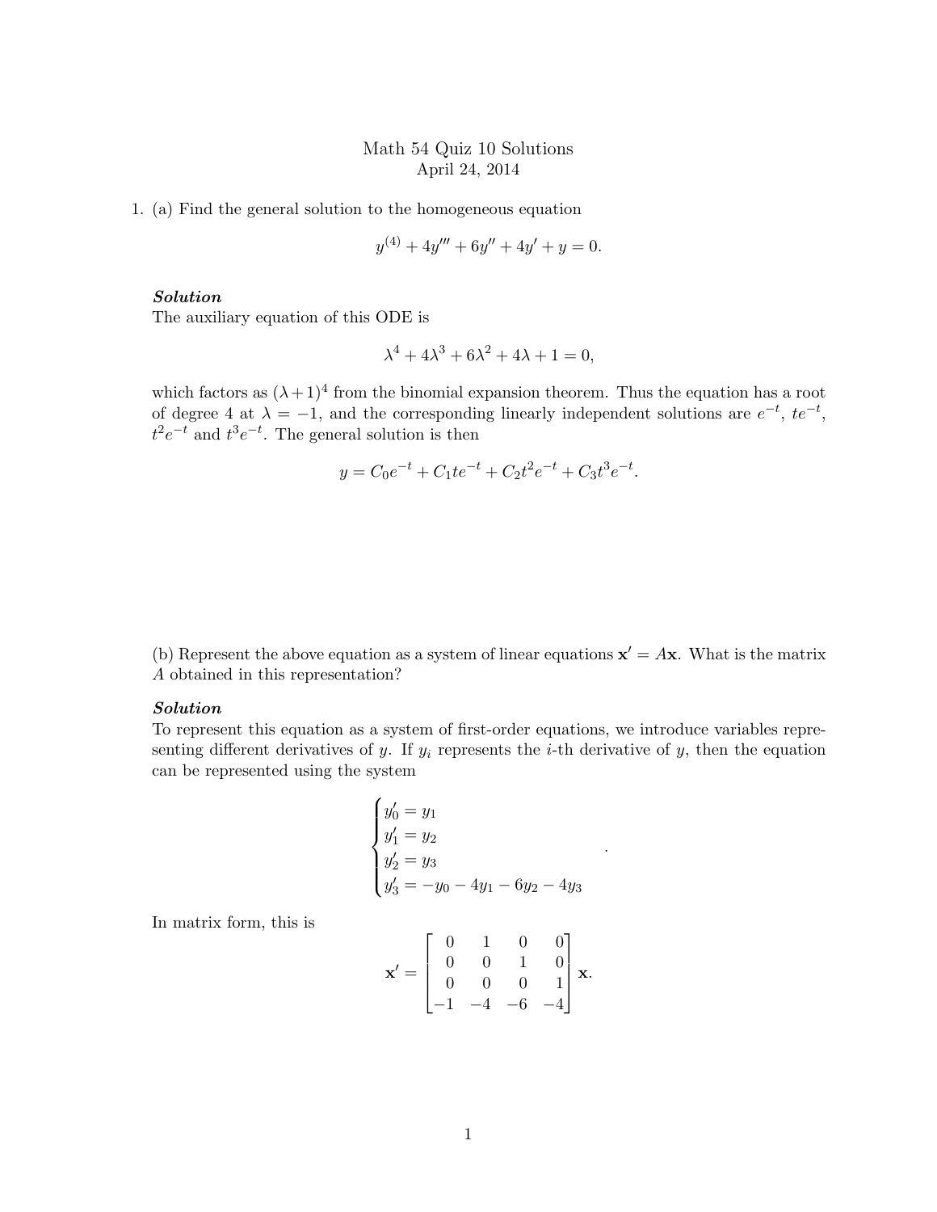# Math 54 Quiz 10 Solutions

April 24, 2014

1. (a) Find the general solution to the homogeneous equation

$$y^{(4)} + 4y''' + 6y'' + 4y' + y = 0.$$

***Solution***

The auxiliary equation of this ODE is

$$\lambda^4 + 4\lambda^3 + 6\lambda^2 + 4\lambda + 1 = 0,$$

which factors as $(\lambda+1)^4$ from the binomial expansion theorem. Thus the equation has a root of degree 4 at $\lambda = -1$, and the corresponding linearly independent solutions are $e^{-t}$, $te^{-t}$, $t^2e^{-t}$ and $t^3e^{-t}$. The general solution is then

$$y = C_0e^{-t} + C_1te^{-t} + C_2t^2e^{-t} + C_3t^3e^{-t}.$$

(b) Represent the above equation as a system of linear equations $\mathbf{x}' = A\mathbf{x}$. What is the matrix $A$ obtained in this representation?

***Solution***

To represent this equation as a system of first-order equations, we introduce variables representing different derivatives of $y$. If $y_i$ represents the $i$-th derivative of $y$, then the equation can be represented using the system

$$\begin{cases} y_0' = y_1 \\ y_1' = y_2 \\ y_2' = y_3 \\ y_3' = -y_0 - 4y_1 - 6y_2 - 4y_3 \end{cases}.$$

In matrix form, this is

$$\mathbf{x}' = \begin{bmatrix} 0 & 1 & 0 & 0 \\ 0 & 0 & 1 & 0 \\ 0 & 0 & 0 & 1 \\ -1 & -4 & -6 & -4 \end{bmatrix}\mathbf{x}.$$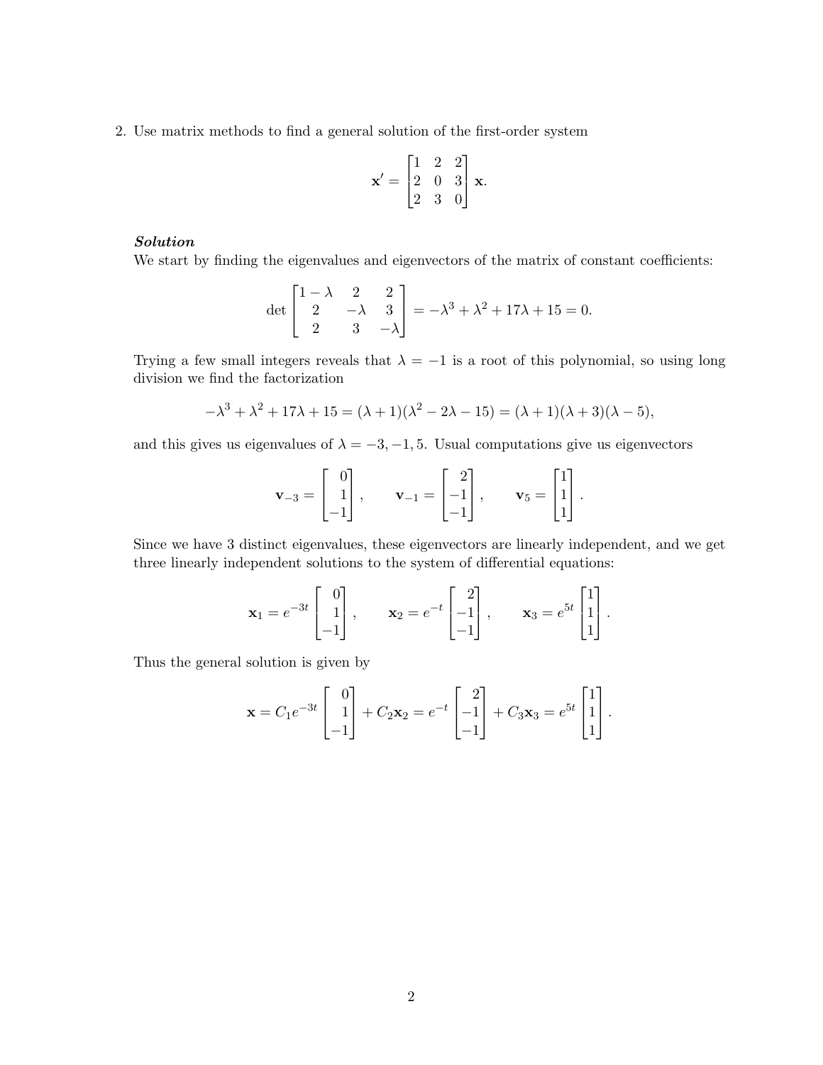2. Use matrix methods to find a general solution of the first-order system

$$\mathbf{x}' = \begin{bmatrix} 1 & 2 & 2 \\ 2 & 0 & 3 \\ 2 & 3 & 0 \end{bmatrix} \mathbf{x}.$$

***Solution***

We start by finding the eigenvalues and eigenvectors of the matrix of constant coefficients:

$$\det \begin{bmatrix} 1-\lambda & 2 & 2 \\ 2 & -\lambda & 3 \\ 2 & 3 & -\lambda \end{bmatrix} = -\lambda^3 + \lambda^2 + 17\lambda + 15 = 0.$$

Trying a few small integers reveals that $\lambda = -1$ is a root of this polynomial, so using long division we find the factorization

$$-\lambda^3 + \lambda^2 + 17\lambda + 15 = (\lambda + 1)(\lambda^2 - 2\lambda - 15) = (\lambda + 1)(\lambda + 3)(\lambda - 5),$$

and this gives us eigenvalues of $\lambda = -3, -1, 5$. Usual computations give us eigenvectors

$$\mathbf{v}_{-3} = \begin{bmatrix} 0 \\ 1 \\ -1 \end{bmatrix}, \qquad \mathbf{v}_{-1} = \begin{bmatrix} 2 \\ -1 \\ -1 \end{bmatrix}, \qquad \mathbf{v}_5 = \begin{bmatrix} 1 \\ 1 \\ 1 \end{bmatrix}.$$

Since we have 3 distinct eigenvalues, these eigenvectors are linearly independent, and we get three linearly independent solutions to the system of differential equations:

$$\mathbf{x}_1 = e^{-3t} \begin{bmatrix} 0 \\ 1 \\ -1 \end{bmatrix}, \qquad \mathbf{x}_2 = e^{-t} \begin{bmatrix} 2 \\ -1 \\ -1 \end{bmatrix}, \qquad \mathbf{x}_3 = e^{5t} \begin{bmatrix} 1 \\ 1 \\ 1 \end{bmatrix}.$$

Thus the general solution is given by

$$\mathbf{x} = C_1 e^{-3t} \begin{bmatrix} 0 \\ 1 \\ -1 \end{bmatrix} + C_2 \mathbf{x}_2 = e^{-t} \begin{bmatrix} 2 \\ -1 \\ -1 \end{bmatrix} + C_3 \mathbf{x}_3 = e^{5t} \begin{bmatrix} 1 \\ 1 \\ 1 \end{bmatrix}.$$